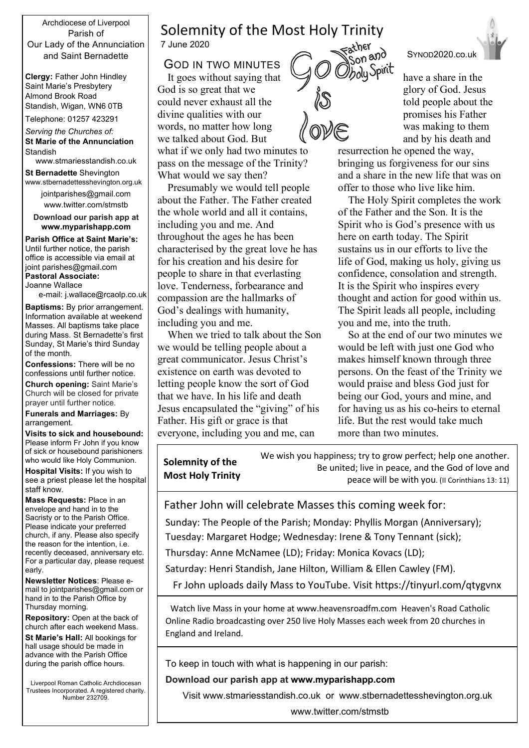Archdiocese of Liverpool
Parish of
Our Lady of the Annunciation and Saint Bernadette

**Clergy:** Father John Hindley
Saint Marie's Presbytery
Almond Brook Road
Standish, Wigan, WN6 0TB

Telephone: 01257 423291

*Serving the Churches of:*
**St Marie of the Annunciation** Standish
www.stmariesstandish.co.uk

**St Bernadette** Shevington
www.stbernadettesshevington.org.uk

jointparishes@gmail.com
www.twitter.com/stmstb

**Download our parish app at www.myparishapp.com**

**Parish Office at Saint Marie's:** Until further notice, the parish office is accessible via email at joint parishes@gmail.com

**Pastoral Associate:**
Joanne Wallace
e-mail: j.wallace@rcaolp.co.uk

**Baptisms:** By prior arrangement. Information available at weekend Masses. All baptisms take place during Mass. St Bernadette's first Sunday, St Marie's third Sunday of the month.

**Confessions:** There will be no confessions until further notice.

**Church opening:** Saint Marie's Church will be closed for private prayer until further notice.

**Funerals and Marriages:** By arrangement.

**Visits to sick and housebound:** Please inform Fr John if you know of sick or housebound parishioners who would like Holy Communion.

**Hospital Visits:** If you wish to see a priest please let the hospital staff know.

**Mass Requests:** Place in an envelope and hand in to the Sacristy or to the Parish Office. Please indicate your preferred church, if any. Please also specify the reason for the intention, i.e. recently deceased, anniversary etc. For a particular day, please request early.

**Newsletter Notices**: Please e-mail to jointparishes@gmail.com or hand in to the Parish Office by Thursday morning.

**Repository:** Open at the back of church after each weekend Mass.

**St Marie's Hall:** All bookings for hall usage should be made in advance with the Parish Office during the parish office hours.

Liverpool Roman Catholic Archdiocesan Trustees Incorporated. A registered charity. Number 232709.

# Solemnity of the Most Holy Trinity

7 June 2020

SYNOD2020.co.uk

## GOD IN TWO MINUTES

It goes without saying that God is so great that we could never exhaust all the divine qualities with our words, no matter how long we talked about God. But what if we only had two minutes to pass on the message of the Trinity? What would we say then?

Presumably we would tell people about the Father. The Father created the whole world and all it contains, including you and me. And throughout the ages he has been characterised by the great love he has for his creation and his desire for people to share in that everlasting love. Tenderness, forbearance and compassion are the hallmarks of God's dealings with humanity, including you and me.

When we tried to talk about the Son we would be telling people about a great communicator. Jesus Christ's existence on earth was devoted to letting people know the sort of God that we have. In his life and death Jesus encapsulated the "giving" of his Father. His gift or grace is that everyone, including you and me, can have a share in the glory of God. Jesus told people about the promises his Father was making to them and by his death and resurrection he opened the way, bringing us forgiveness for our sins and a share in the new life that was on offer to those who live like him.

The Holy Spirit completes the work of the Father and the Son. It is the Spirit who is God's presence with us here on earth today. The Spirit sustains us in our efforts to live the life of God, making us holy, giving us confidence, consolation and strength. It is the Spirit who inspires every thought and action for good within us. The Spirit leads all people, including you and me, into the truth.

So at the end of our two minutes we would be left with just one God who makes himself known through three persons. On the feast of the Trinity we would praise and bless God just for being our God, yours and mine, and for having us as his co-heirs to eternal life. But the rest would take much more than two minutes.

**Solemnity of the Most Holy Trinity**

We wish you happiness; try to grow perfect; help one another. Be united; live in peace, and the God of love and peace will be with you. (II Corinthians 13: 11)

## Father John will celebrate Masses this coming week for:

Sunday: The People of the Parish; Monday: Phyllis Morgan (Anniversary);
Tuesday: Margaret Hodge; Wednesday: Irene & Tony Tennant (sick);
Thursday: Anne McNamee (LD); Friday: Monica Kovacs (LD);
Saturday: Henri Standish, Jane Hilton, William & Ellen Cawley (FM).

Fr John uploads daily Mass to YouTube. Visit https://tinyurl.com/qtygvnx

Watch live Mass in your home at www.heavensroadfm.com Heaven's Road Catholic Online Radio broadcasting over 250 live Holy Masses each week from 20 churches in England and Ireland.

To keep in touch with what is happening in our parish:

**Download our parish app at www.myparishapp.com**

Visit www.stmariesstandish.co.uk or www.stbernadettesshevington.org.uk

www.twitter.com/stmstb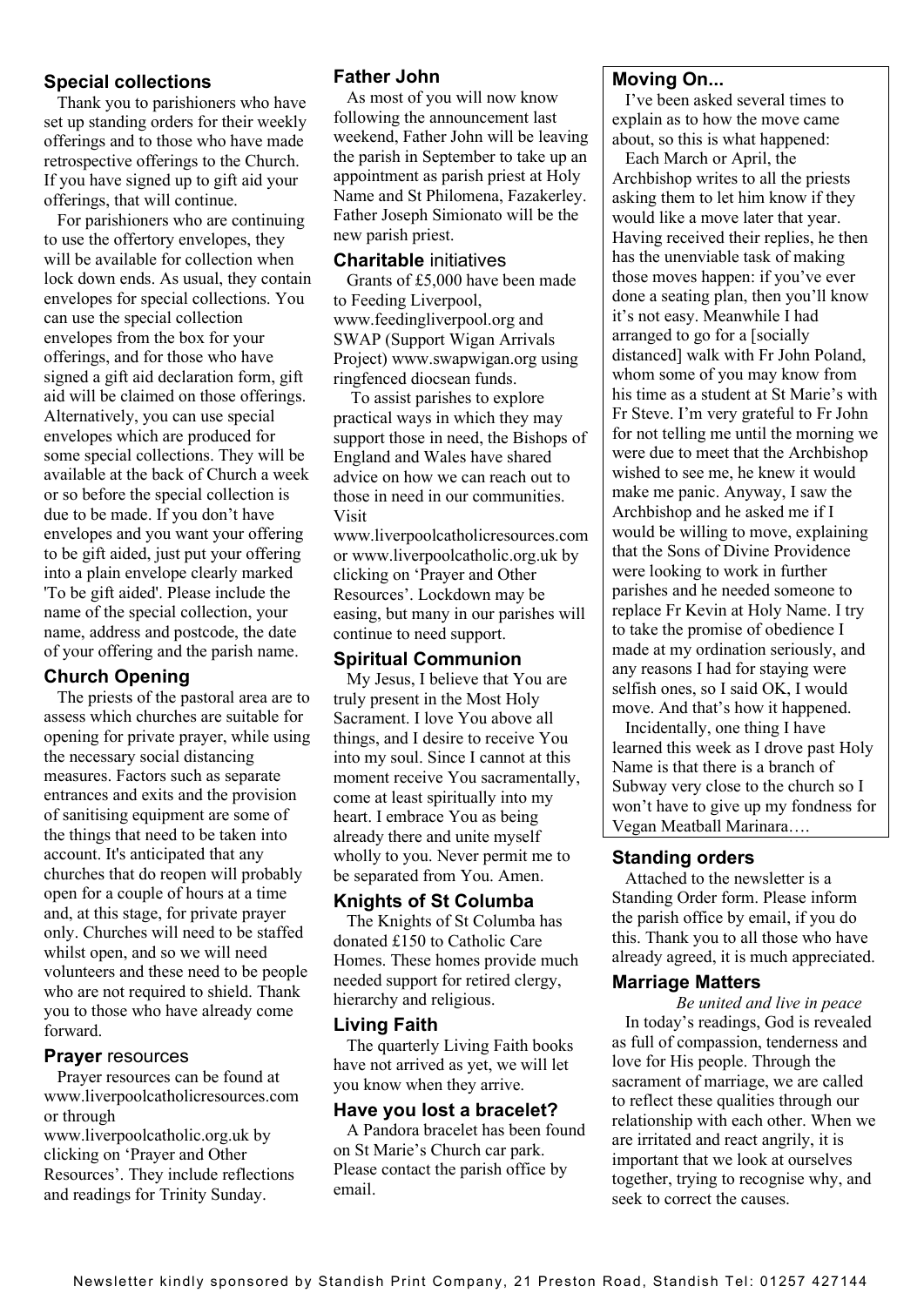## Special collections

Thank you to parishioners who have set up standing orders for their weekly offerings and to those who have made retrospective offerings to the Church. If you have signed up to gift aid your offerings, that will continue.

For parishioners who are continuing to use the offertory envelopes, they will be available for collection when lock down ends. As usual, they contain envelopes for special collections. You can use the special collection envelopes from the box for your offerings, and for those who have signed a gift aid declaration form, gift aid will be claimed on those offerings. Alternatively, you can use special envelopes which are produced for some special collections. They will be available at the back of Church a week or so before the special collection is due to be made. If you don't have envelopes and you want your offering to be gift aided, just put your offering into a plain envelope clearly marked 'To be gift aided'. Please include the name of the special collection, your name, address and postcode, the date of your offering and the parish name.

## Church Opening

The priests of the pastoral area are to assess which churches are suitable for opening for private prayer, while using the necessary social distancing measures. Factors such as separate entrances and exits and the provision of sanitising equipment are some of the things that need to be taken into account. It's anticipated that any churches that do reopen will probably open for a couple of hours at a time and, at this stage, for private prayer only. Churches will need to be staffed whilst open, and so we will need volunteers and these need to be people who are not required to shield. Thank you to those who have already come forward.

## **Prayer** resources

Prayer resources can be found at www.liverpoolcatholicresources.com or through www.liverpoolcatholic.org.uk by clicking on 'Prayer and Other Resources'. They include reflections and readings for Trinity Sunday.

## Father John

As most of you will now know following the announcement last weekend, Father John will be leaving the parish in September to take up an appointment as parish priest at Holy Name and St Philomena, Fazakerley. Father Joseph Simionato will be the new parish priest.

## **Charitable** initiatives

Grants of £5,000 have been made to Feeding Liverpool, www.feedingliverpool.org and SWAP (Support Wigan Arrivals Project) www.swapwigan.org using ringfenced diocsean funds.

To assist parishes to explore practical ways in which they may support those in need, the Bishops of England and Wales have shared advice on how we can reach out to those in need in our communities. Visit www.liverpoolcatholicresources.com or www.liverpoolcatholic.org.uk by clicking on 'Prayer and Other Resources'. Lockdown may be easing, but many in our parishes will continue to need support.

## Spiritual Communion

My Jesus, I believe that You are truly present in the Most Holy Sacrament. I love You above all things, and I desire to receive You into my soul. Since I cannot at this moment receive You sacramentally, come at least spiritually into my heart. I embrace You as being already there and unite myself wholly to you. Never permit me to be separated from You. Amen.

## Knights of St Columba

The Knights of St Columba has donated £150 to Catholic Care Homes. These homes provide much needed support for retired clergy, hierarchy and religious.

## Living Faith

The quarterly Living Faith books have not arrived as yet, we will let you know when they arrive.

## Have you lost a bracelet?

A Pandora bracelet has been found on St Marie's Church car park. Please contact the parish office by email.

## Moving On...

I've been asked several times to explain as to how the move came about, so this is what happened:

Each March or April, the Archbishop writes to all the priests asking them to let him know if they would like a move later that year. Having received their replies, he then has the unenviable task of making those moves happen: if you've ever done a seating plan, then you'll know it's not easy. Meanwhile I had arranged to go for a [socially distanced] walk with Fr John Poland, whom some of you may know from his time as a student at St Marie's with Fr Steve. I'm very grateful to Fr John for not telling me until the morning we were due to meet that the Archbishop wished to see me, he knew it would make me panic. Anyway, I saw the Archbishop and he asked me if I would be willing to move, explaining that the Sons of Divine Providence were looking to work in further parishes and he needed someone to replace Fr Kevin at Holy Name. I try to take the promise of obedience I made at my ordination seriously, and any reasons I had for staying were selfish ones, so I said OK, I would move. And that's how it happened.

Incidentally, one thing I have learned this week as I drove past Holy Name is that there is a branch of Subway very close to the church so I won't have to give up my fondness for Vegan Meatball Marinara….

## Standing orders

Attached to the newsletter is a Standing Order form. Please inform the parish office by email, if you do this. Thank you to all those who have already agreed, it is much appreciated.

## Marriage Matters

*Be united and live in peace*

In today's readings, God is revealed as full of compassion, tenderness and love for His people. Through the sacrament of marriage, we are called to reflect these qualities through our relationship with each other. When we are irritated and react angrily, it is important that we look at ourselves together, trying to recognise why, and seek to correct the causes.

Newsletter kindly sponsored by Standish Print Company, 21 Preston Road, Standish Tel: 01257 427144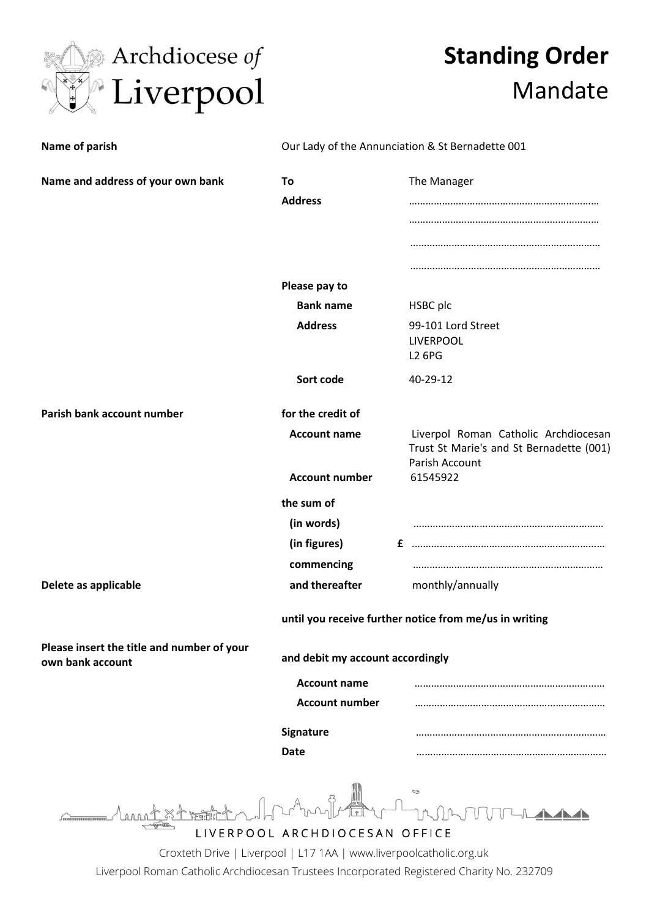Archdiocese *of* Liverpool

# Standing Order
## Mandate

| | | |
|---|---|---|
| **Name of parish** | Our Lady of the Annunciation & St Bernadette 001 | |
| **Name and address of your own bank** | **To** | The Manager |
| | **Address** | …………………………………………………………… |
| | | …………………………………………………………… |
| | | …………………………………………………………… |
| | | …………………………………………………………… |
| | **Please pay to** | |
| | **Bank name** | HSBC plc |
| | **Address** | 99-101 Lord Street<br>LIVERPOOL<br>L2 6PG |
| | **Sort code** | 40-29-12 |
| **Parish bank account number** | **for the credit of** | |
| | **Account name** | Liverpol Roman Catholic Archdiocesan Trust St Marie's and St Bernadette (001) Parish Account |
| | **Account number** | 61545922 |
| | **the sum of** | |
| | **(in words)** | …………………………………………………………… |
| | **(in figures)** | **£** …………………………………………………………… |
| | **commencing** | …………………………………………………………… |
| **Delete as applicable** | **and thereafter** | monthly/annually |
| | **until you receive further notice from me/us in writing** | |
| **Please insert the title and number of your own bank account** | **and debit my account accordingly** | |
| | **Account name** | …………………………………………………………… |
| | **Account number** | …………………………………………………………… |
| | **Signature** | …………………………………………………………… |
| | **Date** | …………………………………………………………… |

LIVERPOOL ARCHDIOCESAN OFFICE

Croxteth Drive | Liverpool | L17 1AA | www.liverpoolcatholic.org.uk

Liverpool Roman Catholic Archdiocesan Trustees Incorporated Registered Charity No. 232709